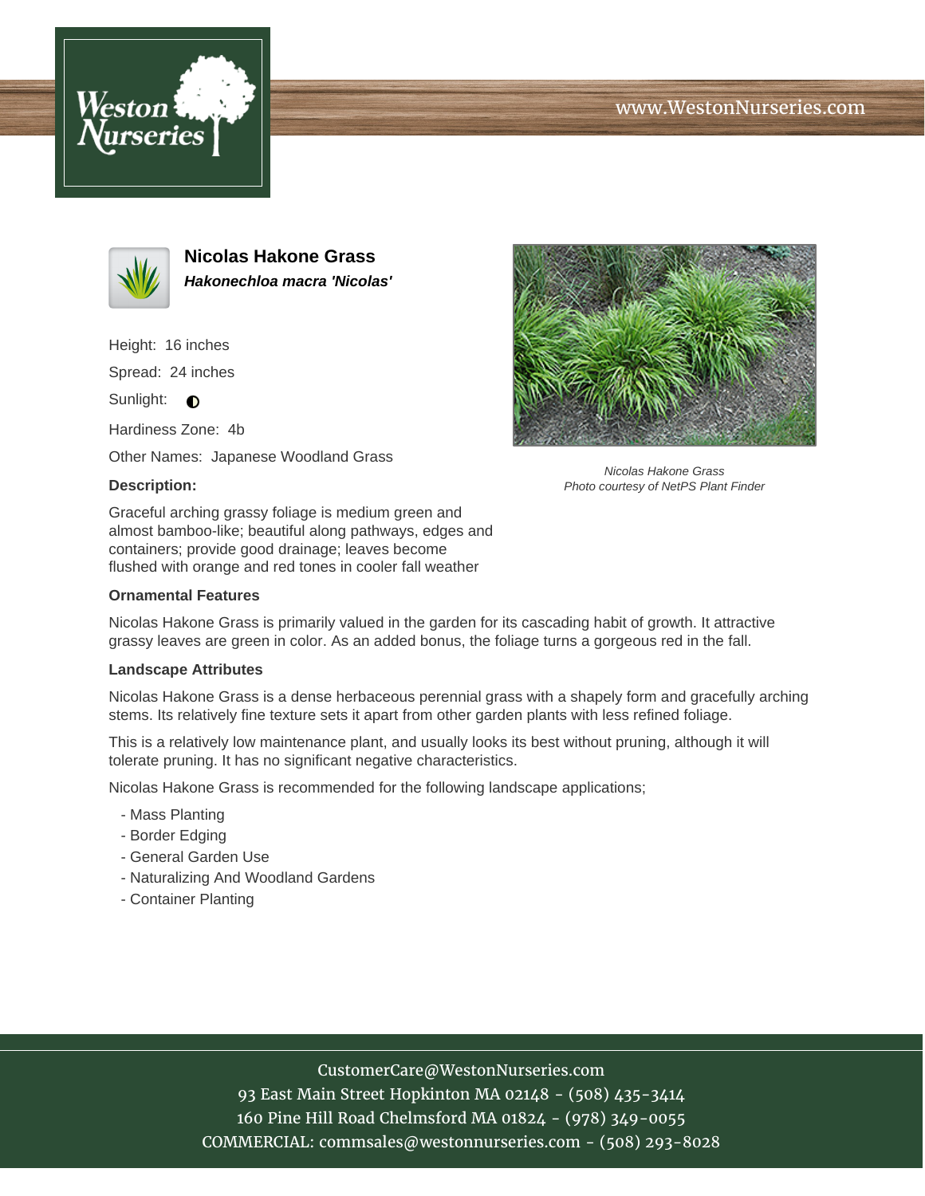Weston Nurseries

www.WestonNurseries.com

# Nicolas Hakone Grass

***Hakonechloa macra 'Nicolas'***

Height: 16 inches

Spread: 24 inches

Sunlight: ◐

Hardiness Zone: 4b

Other Names: Japanese Woodland Grass

*Nicolas Hakone Grass*
*Photo courtesy of NetPS Plant Finder*

**Description:**

Graceful arching grassy foliage is medium green and almost bamboo-like; beautiful along pathways, edges and containers; provide good drainage; leaves become flushed with orange and red tones in cooler fall weather

**Ornamental Features**

Nicolas Hakone Grass is primarily valued in the garden for its cascading habit of growth. It attractive grassy leaves are green in color. As an added bonus, the foliage turns a gorgeous red in the fall.

**Landscape Attributes**

Nicolas Hakone Grass is a dense herbaceous perennial grass with a shapely form and gracefully arching stems. Its relatively fine texture sets it apart from other garden plants with less refined foliage.

This is a relatively low maintenance plant, and usually looks its best without pruning, although it will tolerate pruning. It has no significant negative characteristics.

Nicolas Hakone Grass is recommended for the following landscape applications;

- Mass Planting
- Border Edging
- General Garden Use
- Naturalizing And Woodland Gardens
- Container Planting

CustomerCare@WestonNurseries.com
93 East Main Street Hopkinton MA 02148 - (508) 435-3414
160 Pine Hill Road Chelmsford MA 01824 - (978) 349-0055
COMMERCIAL: commsales@westonnurseries.com - (508) 293-8028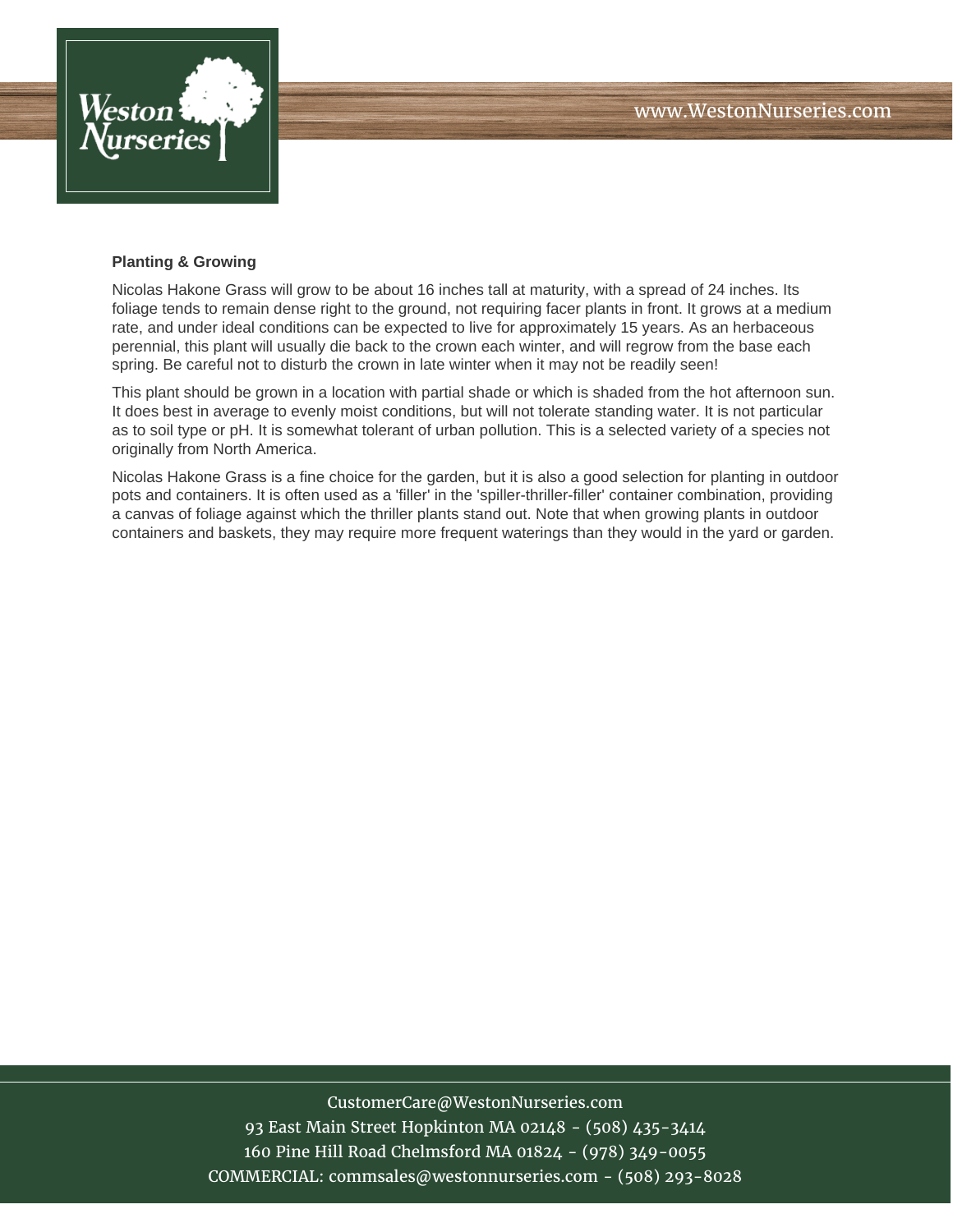**Planting & Growing**

Nicolas Hakone Grass will grow to be about 16 inches tall at maturity, with a spread of 24 inches. Its foliage tends to remain dense right to the ground, not requiring facer plants in front. It grows at a medium rate, and under ideal conditions can be expected to live for approximately 15 years. As an herbaceous perennial, this plant will usually die back to the crown each winter, and will regrow from the base each spring. Be careful not to disturb the crown in late winter when it may not be readily seen!

This plant should be grown in a location with partial shade or which is shaded from the hot afternoon sun. It does best in average to evenly moist conditions, but will not tolerate standing water. It is not particular as to soil type or pH. It is somewhat tolerant of urban pollution. This is a selected variety of a species not originally from North America.

Nicolas Hakone Grass is a fine choice for the garden, but it is also a good selection for planting in outdoor pots and containers. It is often used as a 'filler' in the 'spiller-thriller-filler' container combination, providing a canvas of foliage against which the thriller plants stand out. Note that when growing plants in outdoor containers and baskets, they may require more frequent waterings than they would in the yard or garden.